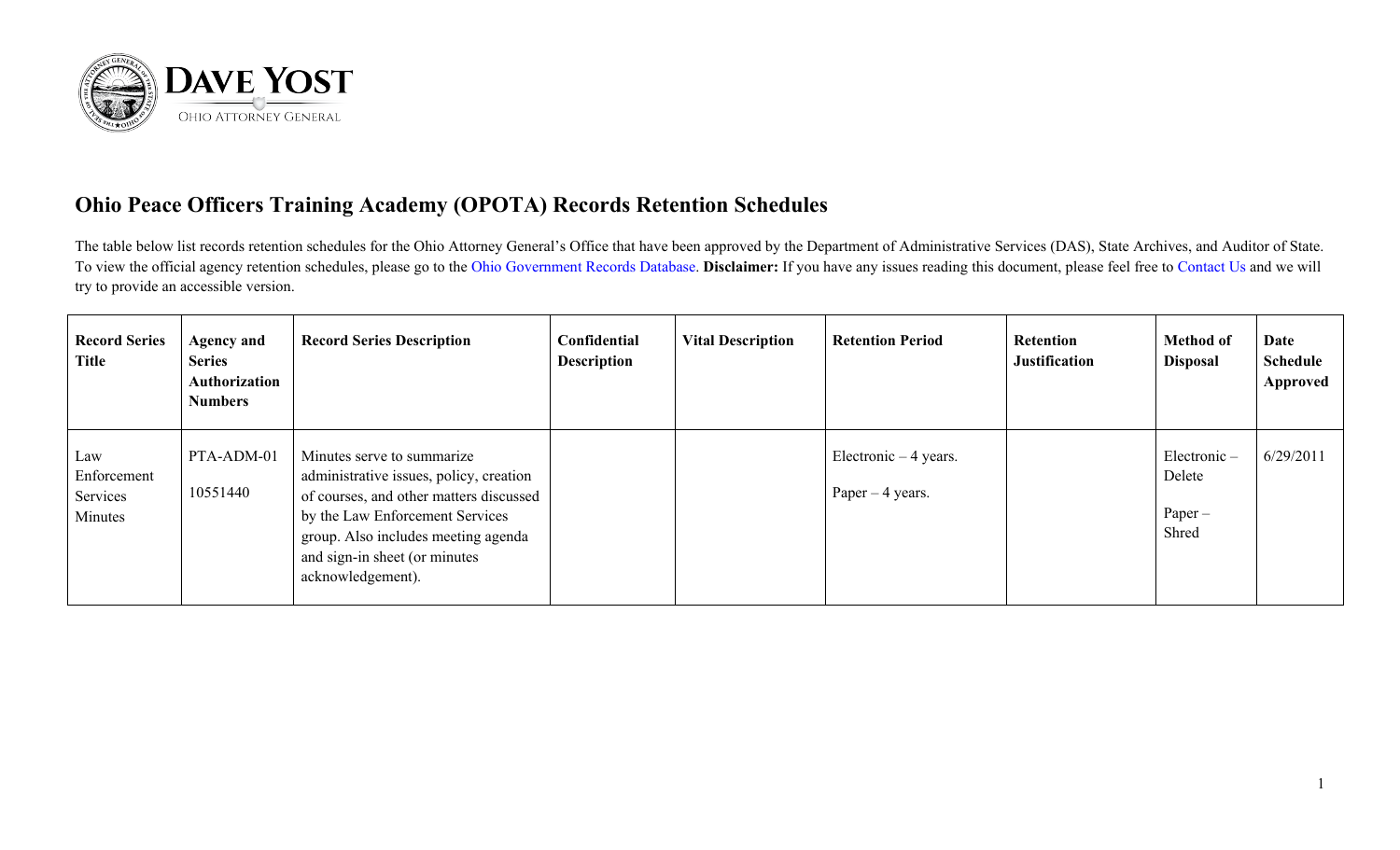DAVE YOST

OHIO ATTORNEY GENERAL

# Ohio Peace Officers Training Academy (OPOTA) Records Retention Schedules

The table below list records retention schedules for the Ohio Attorney General's Office that have been approved by the Department of Administrative Services (DAS), State Archives, and Auditor of State. To view the official agency retention schedules, please go to the Ohio Government Records Database. **Disclaimer:** If you have any issues reading this document, please feel free to Contact Us and we will try to provide an accessible version.

| Record Series Title | Agency and Series Authorization Numbers | Record Series Description | Confidential Description | Vital Description | Retention Period | Retention Justification | Method of Disposal | Date Schedule Approved |
|---|---|---|---|---|---|---|---|---|
| Law Enforcement Services Minutes | PTA-ADM-01<br>10551440 | Minutes serve to summarize administrative issues, policy, creation of courses, and other matters discussed by the Law Enforcement Services group. Also includes meeting agenda and sign-in sheet (or minutes acknowledgement). | | | Electronic – 4 years.<br>Paper – 4 years. | | Electronic – Delete<br>Paper – Shred | 6/29/2011 |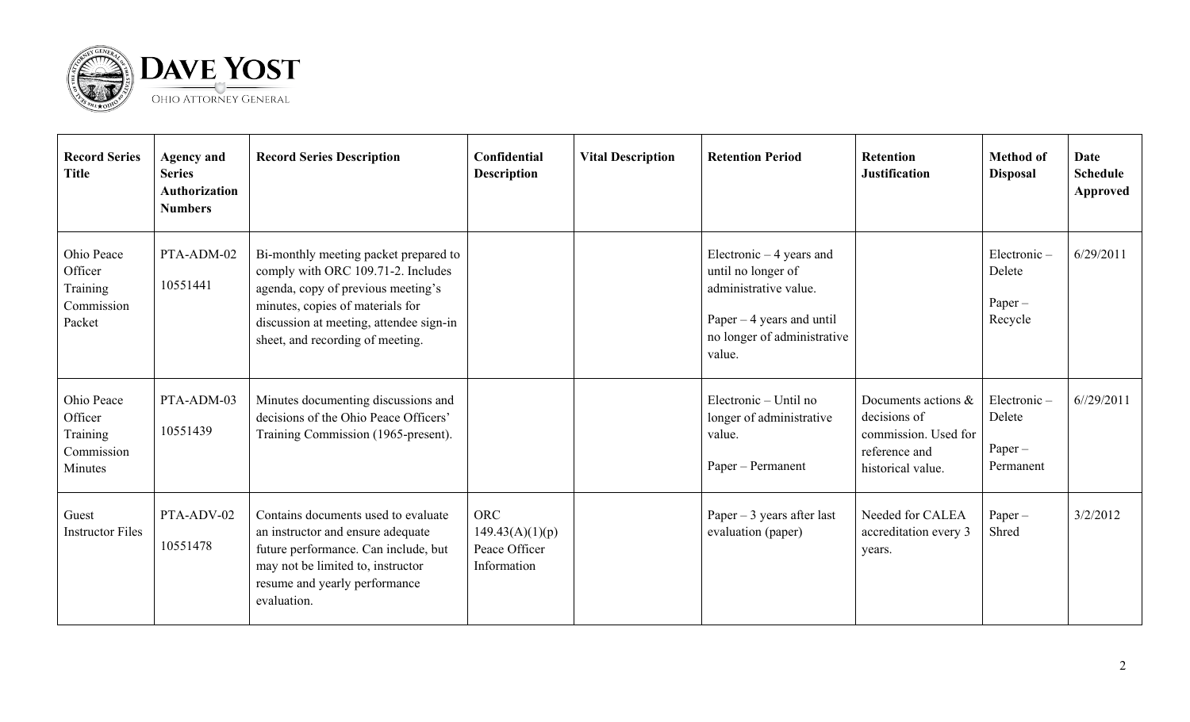| Record Series Title | Agency and Series Authorization Numbers | Record Series Description | Confidential Description | Vital Description | Retention Period | Retention Justification | Method of Disposal | Date Schedule Approved |
|---|---|---|---|---|---|---|---|---|
| Ohio Peace Officer Training Commission Packet | PTA-ADM-02<br>10551441 | Bi-monthly meeting packet prepared to comply with ORC 109.71-2. Includes agenda, copy of previous meeting's minutes, copies of materials for discussion at meeting, attendee sign-in sheet, and recording of meeting. | | | Electronic – 4 years and until no longer of administrative value.<br>Paper – 4 years and until no longer of administrative value. | | Electronic – Delete<br>Paper – Recycle | 6/29/2011 |
| Ohio Peace Officer Training Commission Minutes | PTA-ADM-03<br>10551439 | Minutes documenting discussions and decisions of the Ohio Peace Officers' Training Commission (1965-present). | | | Electronic – Until no longer of administrative value.<br>Paper – Permanent | Documents actions & decisions of commission. Used for reference and historical value. | Electronic – Delete<br>Paper – Permanent | 6//29/2011 |
| Guest Instructor Files | PTA-ADV-02<br>10551478 | Contains documents used to evaluate an instructor and ensure adequate future performance. Can include, but may not be limited to, instructor resume and yearly performance evaluation. | ORC 149.43(A)(1)(p) Peace Officer Information | | Paper – 3 years after last evaluation (paper) | Needed for CALEA accreditation every 3 years. | Paper – Shred | 3/2/2012 |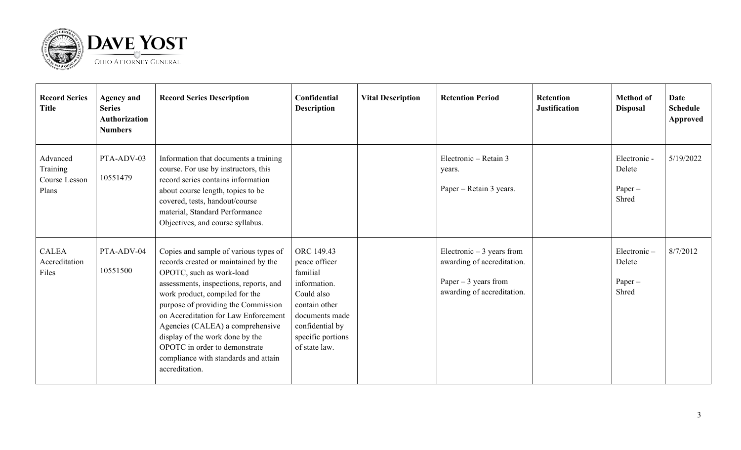| Record Series Title | Agency and Series Authorization Numbers | Record Series Description | Confidential Description | Vital Description | Retention Period | Retention Justification | Method of Disposal | Date Schedule Approved |
|---|---|---|---|---|---|---|---|---|
| Advanced Training Course Lesson Plans | PTA-ADV-03<br><br>10551479 | Information that documents a training course. For use by instructors, this record series contains information about course length, topics to be covered, tests, handout/course material, Standard Performance Objectives, and course syllabus. | | | Electronic – Retain 3 years.<br><br>Paper – Retain 3 years. | | Electronic - Delete<br><br>Paper – Shred | 5/19/2022 |
| CALEA Accreditation Files | PTA-ADV-04<br><br>10551500 | Copies and sample of various types of records created or maintained by the OPOTC, such as work-load assessments, inspections, reports, and work product, compiled for the purpose of providing the Commission on Accreditation for Law Enforcement Agencies (CALEA) a comprehensive display of the work done by the OPOTC in order to demonstrate compliance with standards and attain accreditation. | ORC 149.43 peace officer familial information. Could also contain other documents made confidential by specific portions of state law. | | Electronic – 3 years from awarding of accreditation.<br><br>Paper – 3 years from awarding of accreditation. | | Electronic – Delete<br><br>Paper – Shred | 8/7/2012 |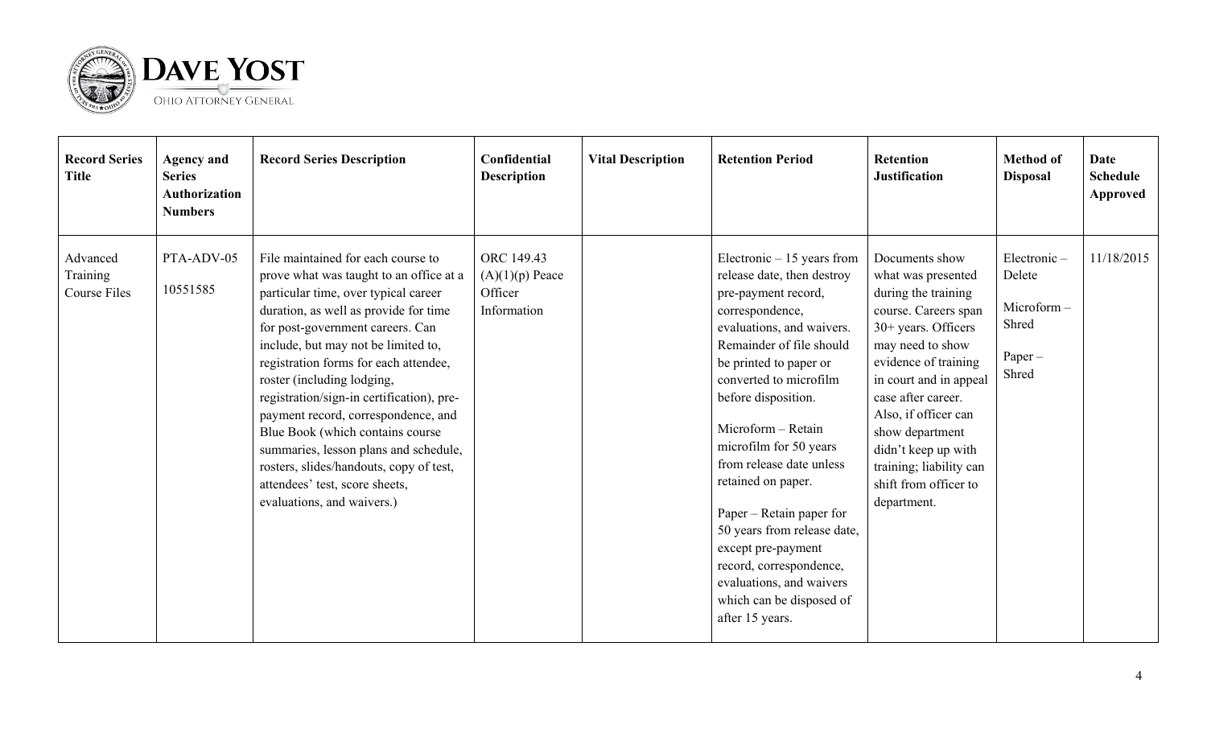| Record Series Title | Agency and Series Authorization Numbers | Record Series Description | Confidential Description | Vital Description | Retention Period | Retention Justification | Method of Disposal | Date Schedule Approved |
|---|---|---|---|---|---|---|---|---|
| Advanced Training Course Files | PTA-ADV-05<br><br>10551585 | File maintained for each course to prove what was taught to an office at a particular time, over typical career duration, as well as provide for time for post-government careers. Can include, but may not be limited to, registration forms for each attendee, roster (including lodging, registration/sign-in certification), pre-payment record, correspondence, and Blue Book (which contains course summaries, lesson plans and schedule, rosters, slides/handouts, copy of test, attendees' test, score sheets, evaluations, and waivers.) | ORC 149.43 (A)(1)(p) Peace Officer Information | | Electronic – 15 years from release date, then destroy pre-payment record, correspondence, evaluations, and waivers. Remainder of file should be printed to paper or converted to microfilm before disposition.<br><br>Microform – Retain microfilm for 50 years from release date unless retained on paper.<br><br>Paper – Retain paper for 50 years from release date, except pre-payment record, correspondence, evaluations, and waivers which can be disposed of after 15 years. | Documents show what was presented during the training course. Careers span 30+ years. Officers may need to show evidence of training in court and in appeal case after career. Also, if officer can show department didn't keep up with training; liability can shift from officer to department. | Electronic – Delete<br><br>Microform – Shred<br><br>Paper – Shred | 11/18/2015 |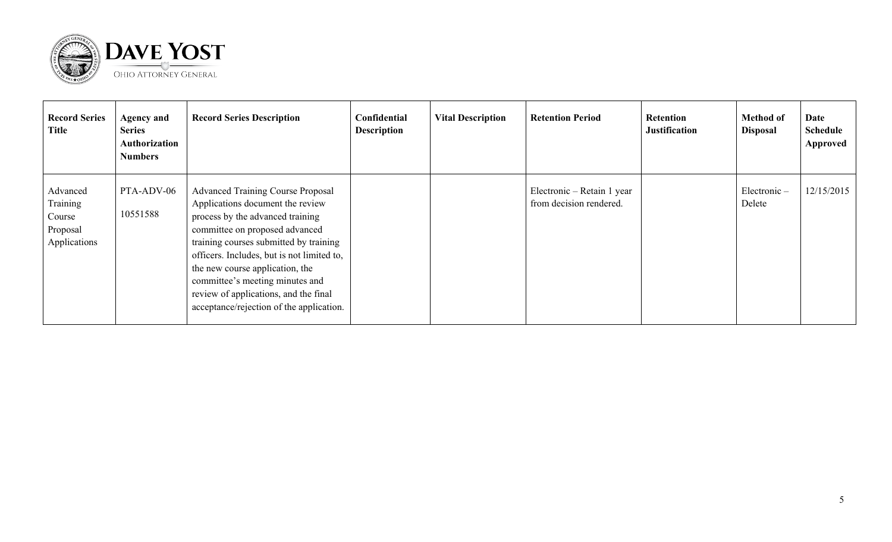| Record Series Title | Agency and Series Authorization Numbers | Record Series Description | Confidential Description | Vital Description | Retention Period | Retention Justification | Method of Disposal | Date Schedule Approved |
|---|---|---|---|---|---|---|---|---|
| Advanced Training Course Proposal Applications | PTA-ADV-06<br>10551588 | Advanced Training Course Proposal Applications document the review process by the advanced training committee on proposed advanced training courses submitted by training officers. Includes, but is not limited to, the new course application, the committee's meeting minutes and review of applications, and the final acceptance/rejection of the application. | | | Electronic – Retain 1 year from decision rendered. | | Electronic – Delete | 12/15/2015 |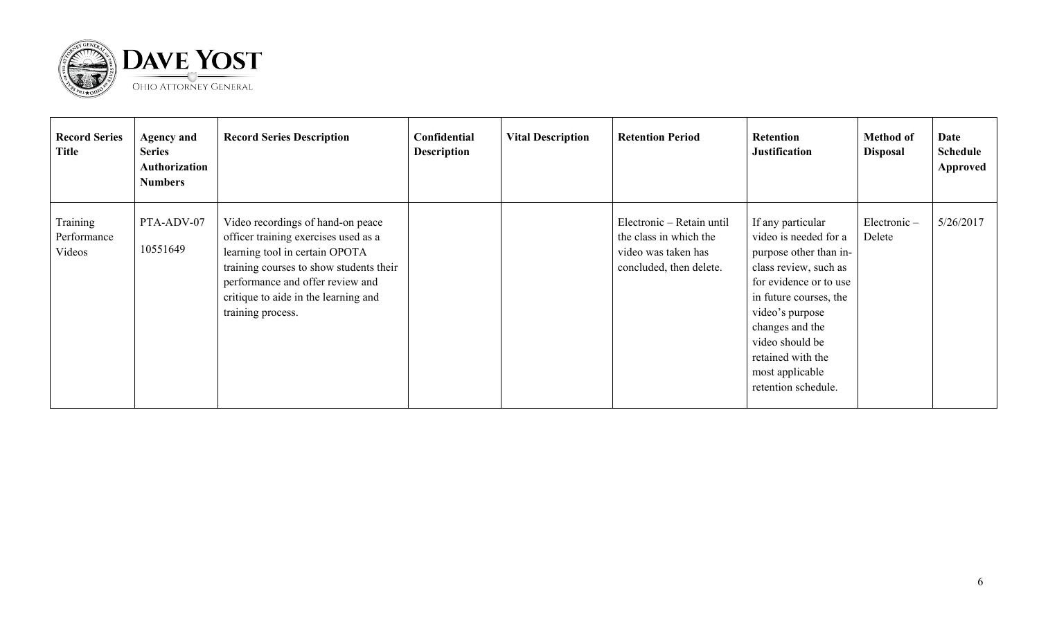| Record Series Title | Agency and Series Authorization Numbers | Record Series Description | Confidential Description | Vital Description | Retention Period | Retention Justification | Method of Disposal | Date Schedule Approved |
|---|---|---|---|---|---|---|---|---|
| Training Performance Videos | PTA-ADV-07<br><br>10551649 | Video recordings of hand-on peace officer training exercises used as a learning tool in certain OPOTA training courses to show students their performance and offer review and critique to aide in the learning and training process. | | | Electronic – Retain until the class in which the video was taken has concluded, then delete. | If any particular video is needed for a purpose other than in-class review, such as for evidence or to use in future courses, the video's purpose changes and the video should be retained with the most applicable retention schedule. | Electronic – Delete | 5/26/2017 |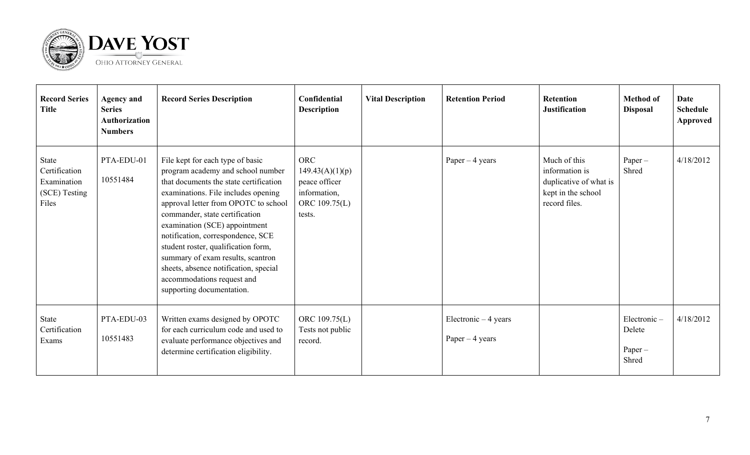| Record Series Title | Agency and Series Authorization Numbers | Record Series Description | Confidential Description | Vital Description | Retention Period | Retention Justification | Method of Disposal | Date Schedule Approved |
|---|---|---|---|---|---|---|---|---|
| State Certification Examination (SCE) Testing Files | PTA-EDU-01<br><br>10551484 | File kept for each type of basic program academy and school number that documents the state certification examinations. File includes opening approval letter from OPOTC to school commander, state certification examination (SCE) appointment notification, correspondence, SCE student roster, qualification form, summary of exam results, scantron sheets, absence notification, special accommodations request and supporting documentation. | ORC 149.43(A)(1)(p) peace officer information, ORC 109.75(L) tests. | | Paper – 4 years | Much of this information is duplicative of what is kept in the school record files. | Paper – Shred | 4/18/2012 |
| State Certification Exams | PTA-EDU-03<br><br>10551483 | Written exams designed by OPOTC for each curriculum code and used to evaluate performance objectives and determine certification eligibility. | ORC 109.75(L) Tests not public record. | | Electronic – 4 years<br><br>Paper – 4 years | | Electronic – Delete<br><br>Paper – Shred | 4/18/2012 |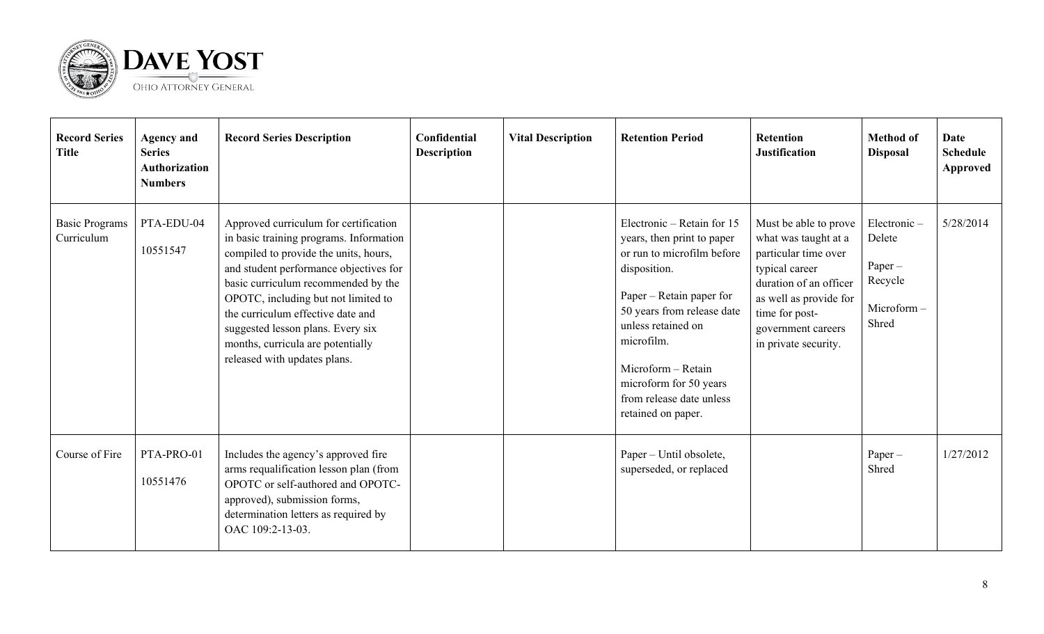| Record Series Title | Agency and Series Authorization Numbers | Record Series Description | Confidential Description | Vital Description | Retention Period | Retention Justification | Method of Disposal | Date Schedule Approved |
|---|---|---|---|---|---|---|---|---|
| Basic Programs Curriculum | PTA-EDU-04<br><br>10551547 | Approved curriculum for certification in basic training programs. Information compiled to provide the units, hours, and student performance objectives for basic curriculum recommended by the OPOTC, including but not limited to the curriculum effective date and suggested lesson plans. Every six months, curricula are potentially released with updates plans. | | | Electronic – Retain for 15 years, then print to paper or run to microfilm before disposition.<br><br>Paper – Retain paper for 50 years from release date unless retained on microfilm.<br><br>Microform – Retain microform for 50 years from release date unless retained on paper. | Must be able to prove what was taught at a particular time over typical career duration of an officer as well as provide for time for post-government careers in private security. | Electronic – Delete<br><br>Paper – Recycle<br><br>Microform – Shred | 5/28/2014 |
| Course of Fire | PTA-PRO-01<br><br>10551476 | Includes the agency's approved fire arms requalification lesson plan (from OPOTC or self-authored and OPOTC-approved), submission forms, determination letters as required by OAC 109:2-13-03. | | | Paper – Until obsolete, superseded, or replaced | | Paper – Shred | 1/27/2012 |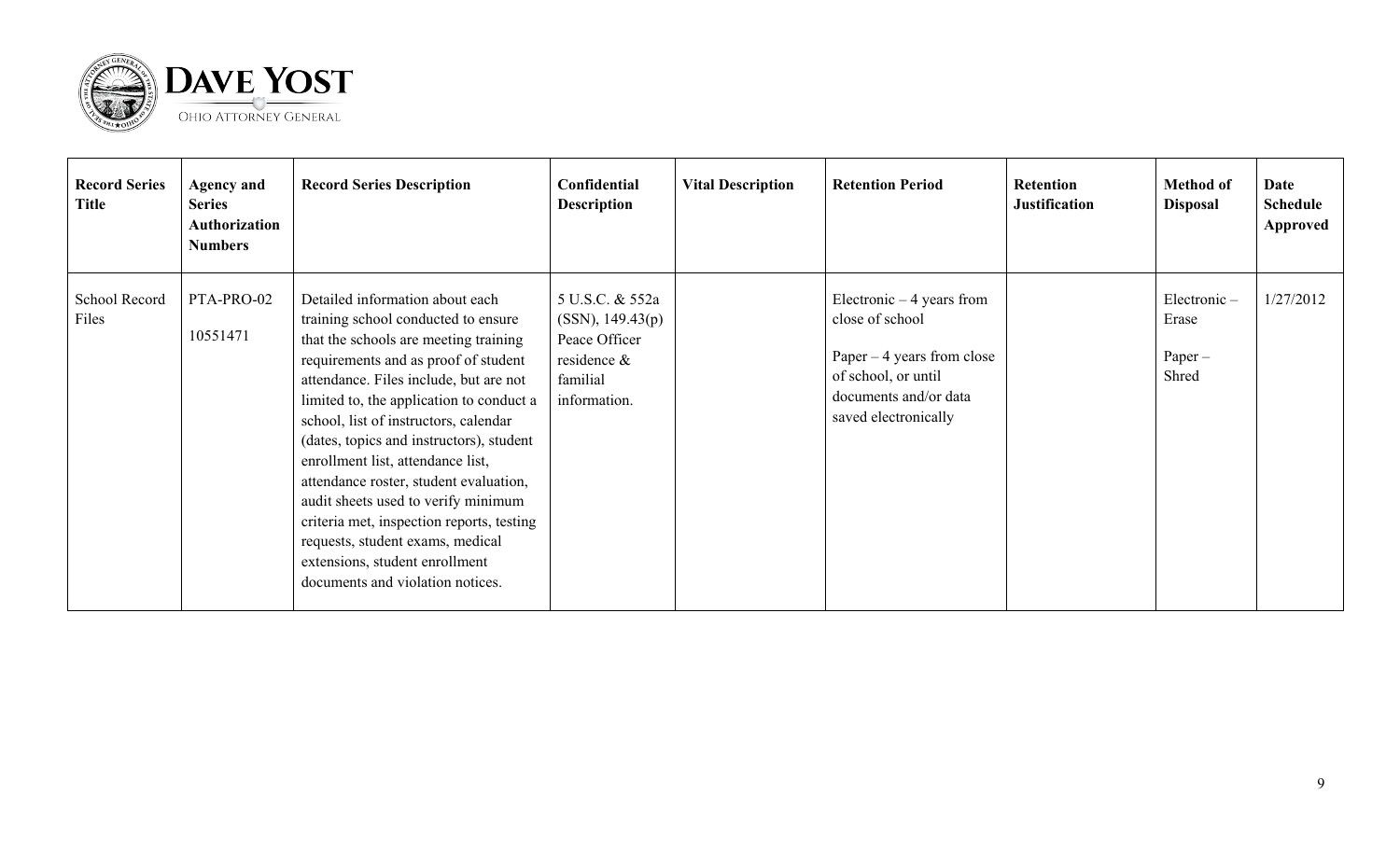| Record Series Title | Agency and Series Authorization Numbers | Record Series Description | Confidential Description | Vital Description | Retention Period | Retention Justification | Method of Disposal | Date Schedule Approved |
|---|---|---|---|---|---|---|---|---|
| School Record Files | PTA-PRO-02<br><br>10551471 | Detailed information about each training school conducted to ensure that the schools are meeting training requirements and as proof of student attendance. Files include, but are not limited to, the application to conduct a school, list of instructors, calendar (dates, topics and instructors), student enrollment list, attendance list, attendance roster, student evaluation, audit sheets used to verify minimum criteria met, inspection reports, testing requests, student exams, medical extensions, student enrollment documents and violation notices. | 5 U.S.C. & 552a (SSN), 149.43(p) Peace Officer residence & familial information. | | Electronic – 4 years from close of school<br><br>Paper – 4 years from close of school, or until documents and/or data saved electronically | | Electronic – Erase<br><br>Paper – Shred | 1/27/2012 |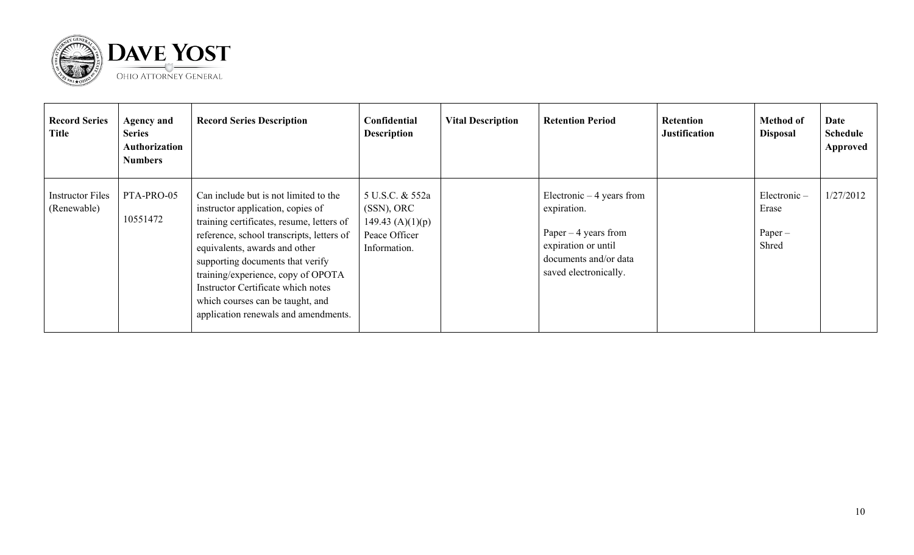| Record Series Title | Agency and Series Authorization Numbers | Record Series Description | Confidential Description | Vital Description | Retention Period | Retention Justification | Method of Disposal | Date Schedule Approved |
|---|---|---|---|---|---|---|---|---|
| Instructor Files (Renewable) | PTA-PRO-05<br><br>10551472 | Can include but is not limited to the instructor application, copies of training certificates, resume, letters of reference, school transcripts, letters of equivalents, awards and other supporting documents that verify training/experience, copy of OPOTA Instructor Certificate which notes which courses can be taught, and application renewals and amendments. | 5 U.S.C. & 552a (SSN), ORC 149.43 (A)(1)(p) Peace Officer Information. | | Electronic – 4 years from expiration.<br><br>Paper – 4 years from expiration or until documents and/or data saved electronically. | | Electronic – Erase<br><br>Paper – Shred | 1/27/2012 |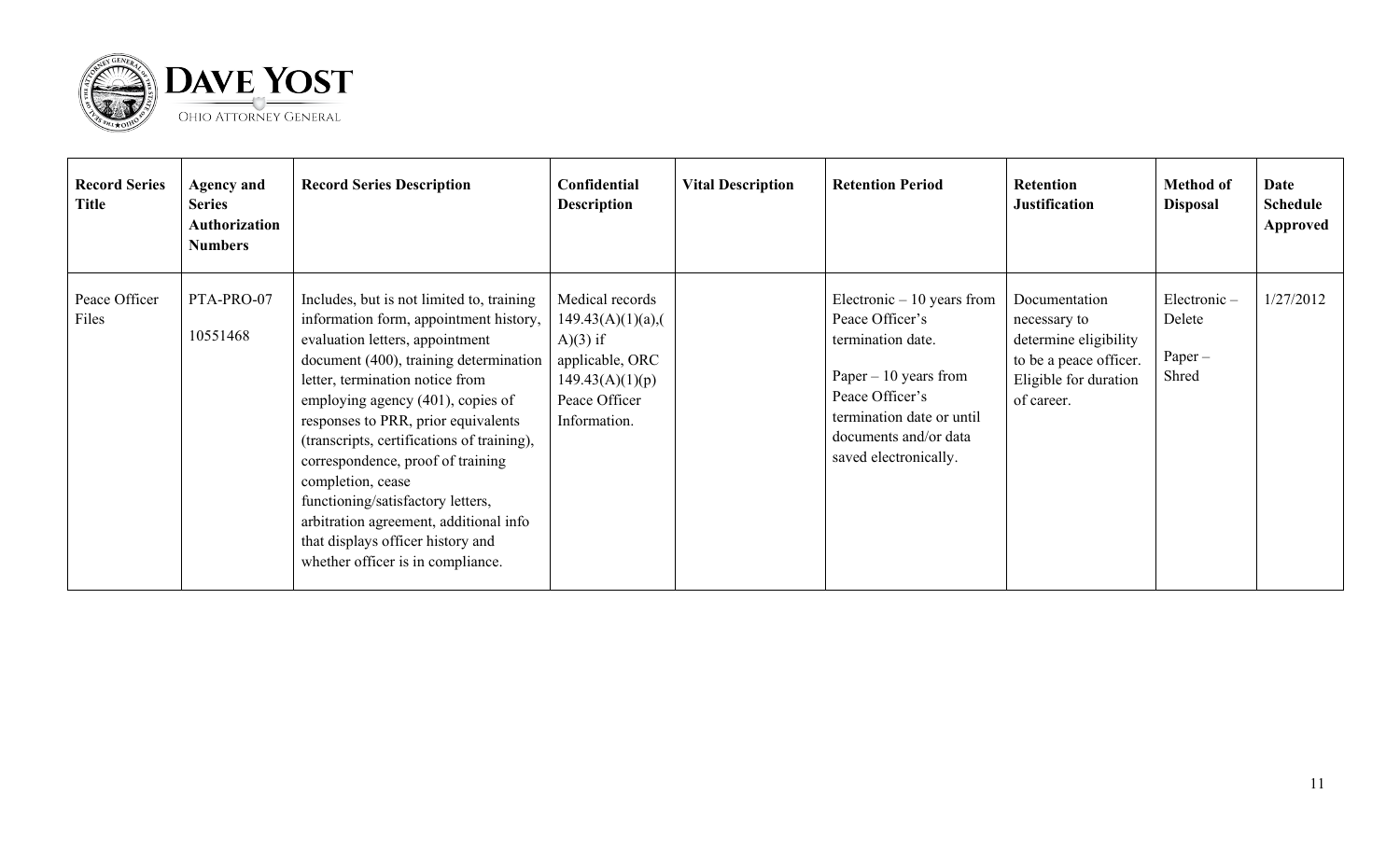| Record Series Title | Agency and Series Authorization Numbers | Record Series Description | Confidential Description | Vital Description | Retention Period | Retention Justification | Method of Disposal | Date Schedule Approved |
|---|---|---|---|---|---|---|---|---|
| Peace Officer Files | PTA-PRO-07<br><br>10551468 | Includes, but is not limited to, training information form, appointment history, evaluation letters, appointment document (400), training determination letter, termination notice from employing agency (401), copies of responses to PRR, prior equivalents (transcripts, certifications of training), correspondence, proof of training completion, cease functioning/satisfactory letters, arbitration agreement, additional info that displays officer history and whether officer is in compliance. | Medical records 149.43(A)(1)(a),(A)(3) if applicable, ORC 149.43(A)(1)(p) Peace Officer Information. | | Electronic – 10 years from Peace Officer's termination date.<br><br>Paper – 10 years from Peace Officer's termination date or until documents and/or data saved electronically. | Documentation necessary to determine eligibility to be a peace officer. Eligible for duration of career. | Electronic – Delete<br><br>Paper – Shred | 1/27/2012 |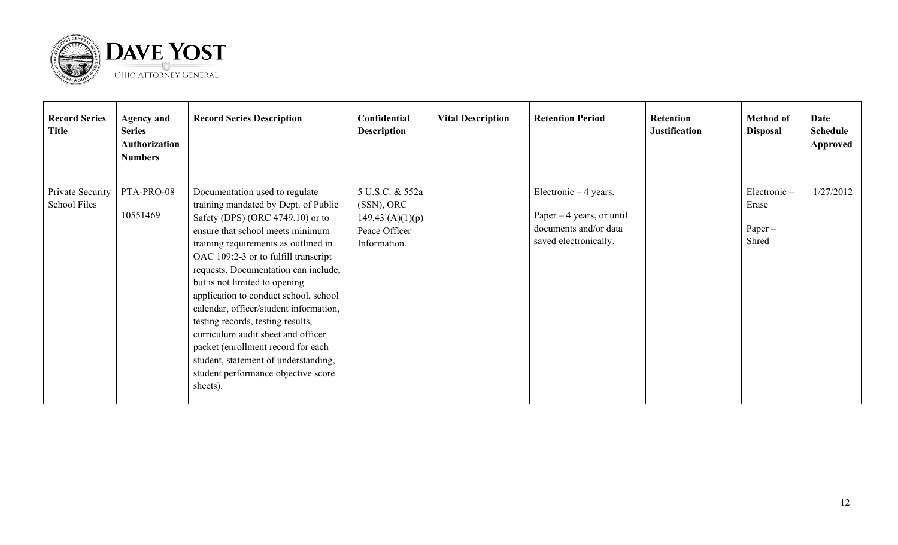| Record Series Title | Agency and Series Authorization Numbers | Record Series Description | Confidential Description | Vital Description | Retention Period | Retention Justification | Method of Disposal | Date Schedule Approved |
|---|---|---|---|---|---|---|---|---|
| Private Security School Files | PTA-PRO-08<br><br>10551469 | Documentation used to regulate training mandated by Dept. of Public Safety (DPS) (ORC 4749.10) or to ensure that school meets minimum training requirements as outlined in OAC 109:2-3 or to fulfill transcript requests. Documentation can include, but is not limited to opening application to conduct school, school calendar, officer/student information, testing records, testing results, curriculum audit sheet and officer packet (enrollment record for each student, statement of understanding, student performance objective score sheets). | 5 U.S.C. & 552a (SSN), ORC 149.43 (A)(1)(p) Peace Officer Information. | | Electronic – 4 years.<br><br>Paper – 4 years, or until documents and/or data saved electronically. | | Electronic – Erase<br><br>Paper – Shred | 1/27/2012 |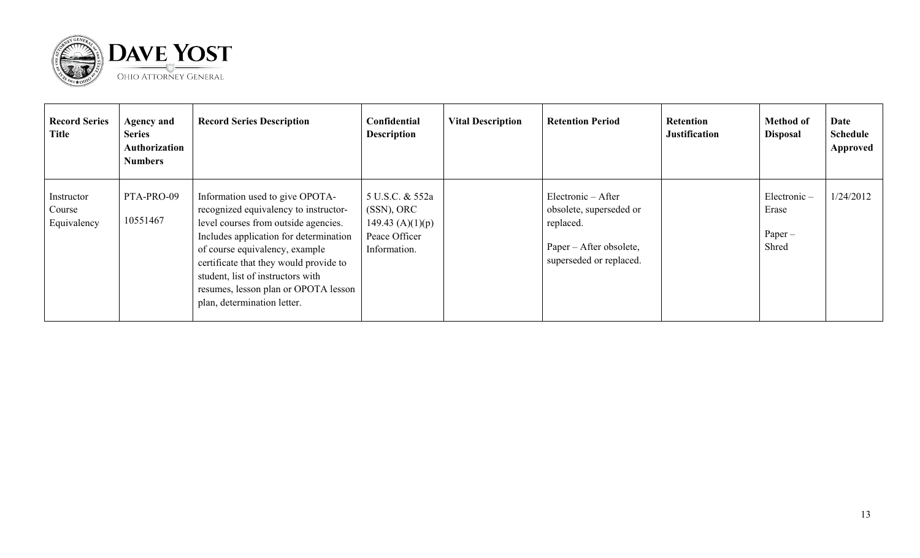| Record Series Title | Agency and Series Authorization Numbers | Record Series Description | Confidential Description | Vital Description | Retention Period | Retention Justification | Method of Disposal | Date Schedule Approved |
|---|---|---|---|---|---|---|---|---|
| Instructor Course Equivalency | PTA-PRO-09<br><br>10551467 | Information used to give OPOTA-recognized equivalency to instructor-level courses from outside agencies. Includes application for determination of course equivalency, example certificate that they would provide to student, list of instructors with resumes, lesson plan or OPOTA lesson plan, determination letter. | 5 U.S.C. & 552a (SSN), ORC 149.43 (A)(1)(p) Peace Officer Information. | | Electronic – After obsolete, superseded or replaced.<br><br>Paper – After obsolete, superseded or replaced. | | Electronic – Erase<br><br>Paper – Shred | 1/24/2012 |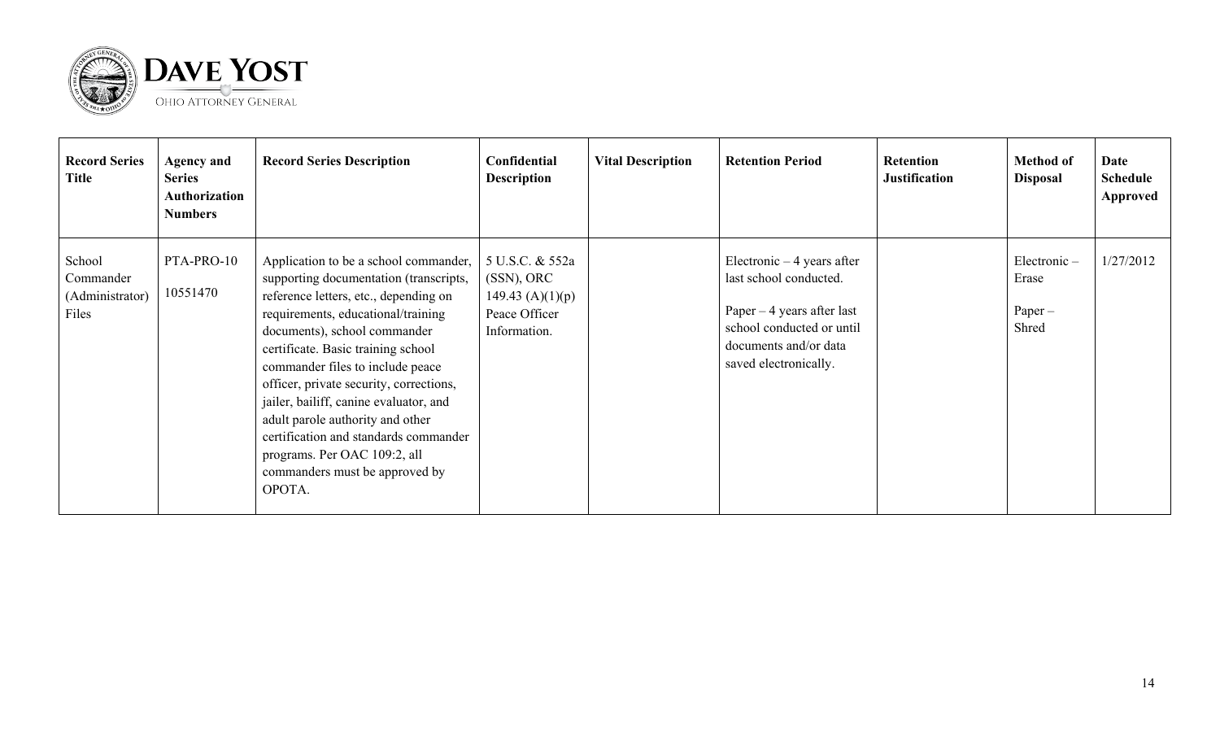| Record Series Title | Agency and Series Authorization Numbers | Record Series Description | Confidential Description | Vital Description | Retention Period | Retention Justification | Method of Disposal | Date Schedule Approved |
|---|---|---|---|---|---|---|---|---|
| School Commander (Administrator) Files | PTA-PRO-10<br><br>10551470 | Application to be a school commander, supporting documentation (transcripts, reference letters, etc., depending on requirements, educational/training documents), school commander certificate. Basic training school commander files to include peace officer, private security, corrections, jailer, bailiff, canine evaluator, and adult parole authority and other certification and standards commander programs. Per OAC 109:2, all commanders must be approved by OPOTA. | 5 U.S.C. & 552a (SSN), ORC 149.43 (A)(1)(p) Peace Officer Information. | | Electronic – 4 years after last school conducted.<br><br>Paper – 4 years after last school conducted or until documents and/or data saved electronically. | | Electronic – Erase<br><br>Paper – Shred | 1/27/2012 |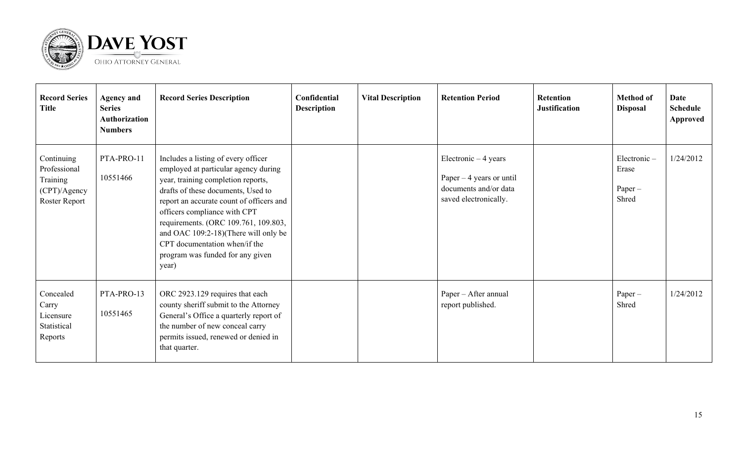| Record Series Title | Agency and Series Authorization Numbers | Record Series Description | Confidential Description | Vital Description | Retention Period | Retention Justification | Method of Disposal | Date Schedule Approved |
|---|---|---|---|---|---|---|---|---|
| Continuing Professional Training (CPT)/Agency Roster Report | PTA-PRO-11<br><br>10551466 | Includes a listing of every officer employed at particular agency during year, training completion reports, drafts of these documents, Used to report an accurate count of officers and officers compliance with CPT requirements. (ORC 109.761, 109.803, and OAC 109:2-18)(There will only be CPT documentation when/if the program was funded for any given year) | | | Electronic – 4 years<br><br>Paper – 4 years or until documents and/or data saved electronically. | | Electronic – Erase<br><br>Paper – Shred | 1/24/2012 |
| Concealed Carry Licensure Statistical Reports | PTA-PRO-13<br><br>10551465 | ORC 2923.129 requires that each county sheriff submit to the Attorney General's Office a quarterly report of the number of new conceal carry permits issued, renewed or denied in that quarter. | | | Paper – After annual report published. | | Paper – Shred | 1/24/2012 |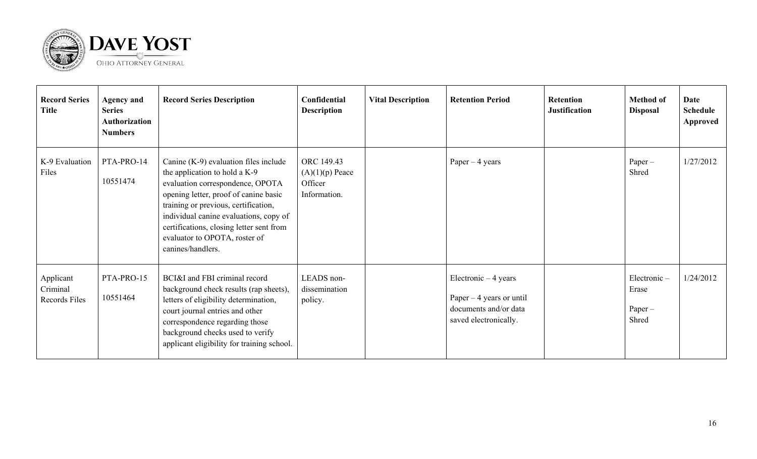| Record Series Title | Agency and Series Authorization Numbers | Record Series Description | Confidential Description | Vital Description | Retention Period | Retention Justification | Method of Disposal | Date Schedule Approved |
|---|---|---|---|---|---|---|---|---|
| K-9 Evaluation Files | PTA-PRO-14<br><br>10551474 | Canine (K-9) evaluation files include the application to hold a K-9 evaluation correspondence, OPOTA opening letter, proof of canine basic training or previous, certification, individual canine evaluations, copy of certifications, closing letter sent from evaluator to OPOTA, roster of canines/handlers. | ORC 149.43 (A)(1)(p) Peace Officer Information. | | Paper – 4 years | | Paper – Shred | 1/27/2012 |
| Applicant Criminal Records Files | PTA-PRO-15<br><br>10551464 | BCI&I and FBI criminal record background check results (rap sheets), letters of eligibility determination, court journal entries and other correspondence regarding those background checks used to verify applicant eligibility for training school. | LEADS non-dissemination policy. | | Electronic – 4 years<br><br>Paper – 4 years or until documents and/or data saved electronically. | | Electronic – Erase<br><br>Paper – Shred | 1/24/2012 |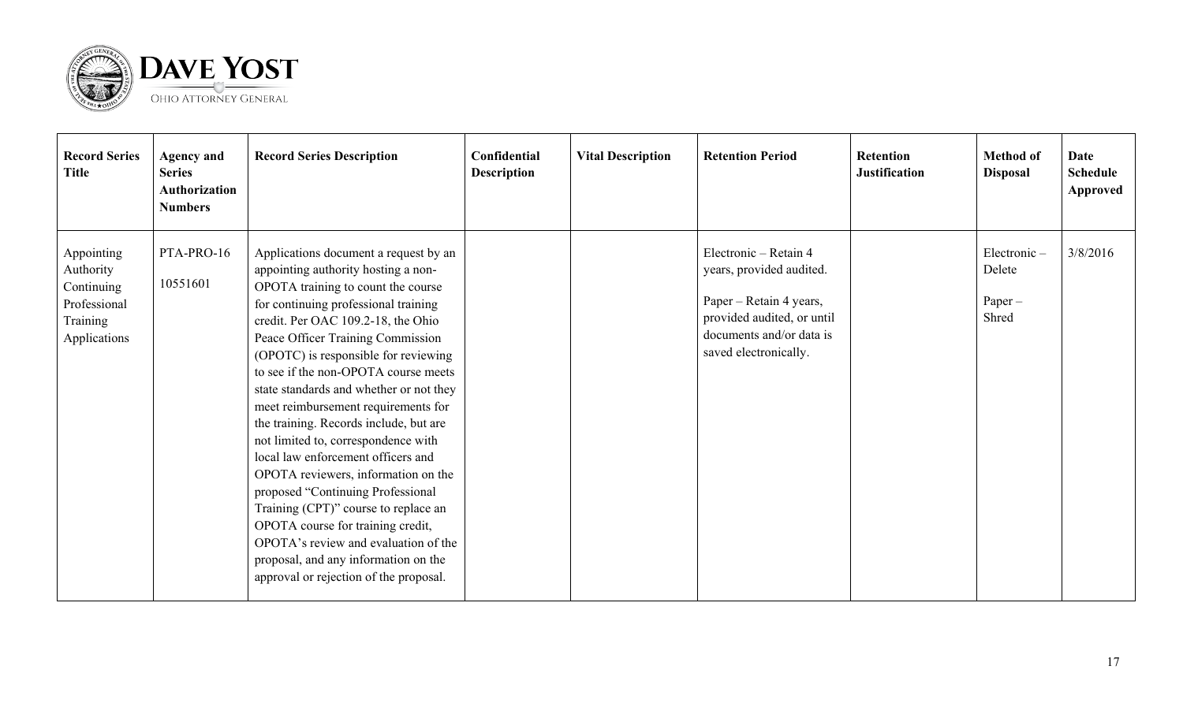DAVE YOST
OHIO ATTORNEY GENERAL

| Record Series Title | Agency and Series Authorization Numbers | Record Series Description | Confidential Description | Vital Description | Retention Period | Retention Justification | Method of Disposal | Date Schedule Approved |
|---|---|---|---|---|---|---|---|---|
| Appointing Authority Continuing Professional Training Applications | PTA-PRO-16<br><br>10551601 | Applications document a request by an appointing authority hosting a non-OPOTA training to count the course for continuing professional training credit. Per OAC 109.2-18, the Ohio Peace Officer Training Commission (OPOTC) is responsible for reviewing to see if the non-OPOTA course meets state standards and whether or not they meet reimbursement requirements for the training. Records include, but are not limited to, correspondence with local law enforcement officers and OPOTA reviewers, information on the proposed "Continuing Professional Training (CPT)" course to replace an OPOTA course for training credit, OPOTA's review and evaluation of the proposal, and any information on the approval or rejection of the proposal. | | | Electronic – Retain 4 years, provided audited.<br><br>Paper – Retain 4 years, provided audited, or until documents and/or data is saved electronically. | | Electronic – Delete<br><br>Paper – Shred | 3/8/2016 |